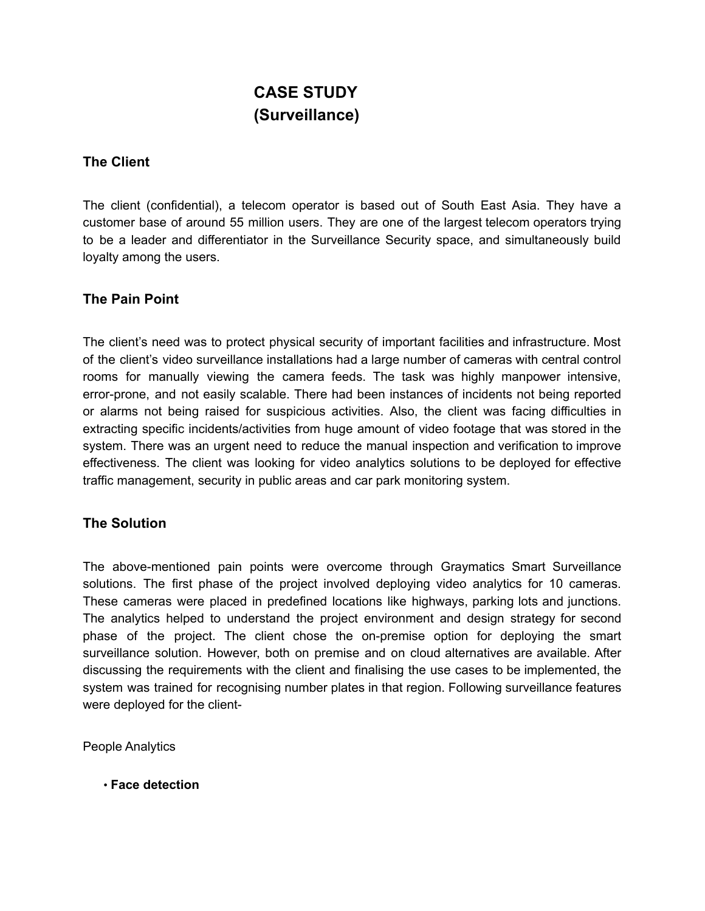# CASE STUDY
# (Surveillance)

## The Client

The client (confidential), a telecom operator is based out of South East Asia. They have a customer base of around 55 million users. They are one of the largest telecom operators trying to be a leader and differentiator in the Surveillance Security space, and simultaneously build loyalty among the users.

## The Pain Point

The client's need was to protect physical security of important facilities and infrastructure. Most of the client's video surveillance installations had a large number of cameras with central control rooms for manually viewing the camera feeds. The task was highly manpower intensive, error-prone, and not easily scalable. There had been instances of incidents not being reported or alarms not being raised for suspicious activities. Also, the client was facing difficulties in extracting specific incidents/activities from huge amount of video footage that was stored in the system. There was an urgent need to reduce the manual inspection and verification to improve effectiveness. The client was looking for video analytics solutions to be deployed for effective traffic management, security in public areas and car park monitoring system.

## The Solution

The above-mentioned pain points were overcome through Graymatics Smart Surveillance solutions. The first phase of the project involved deploying video analytics for 10 cameras. These cameras were placed in predefined locations like highways, parking lots and junctions. The analytics helped to understand the project environment and design strategy for second phase of the project. The client chose the on-premise option for deploying the smart surveillance solution. However, both on premise and on cloud alternatives are available. After discussing the requirements with the client and finalising the use cases to be implemented, the system was trained for recognising number plates in that region. Following surveillance features were deployed for the client-

People Analytics

- **Face detection**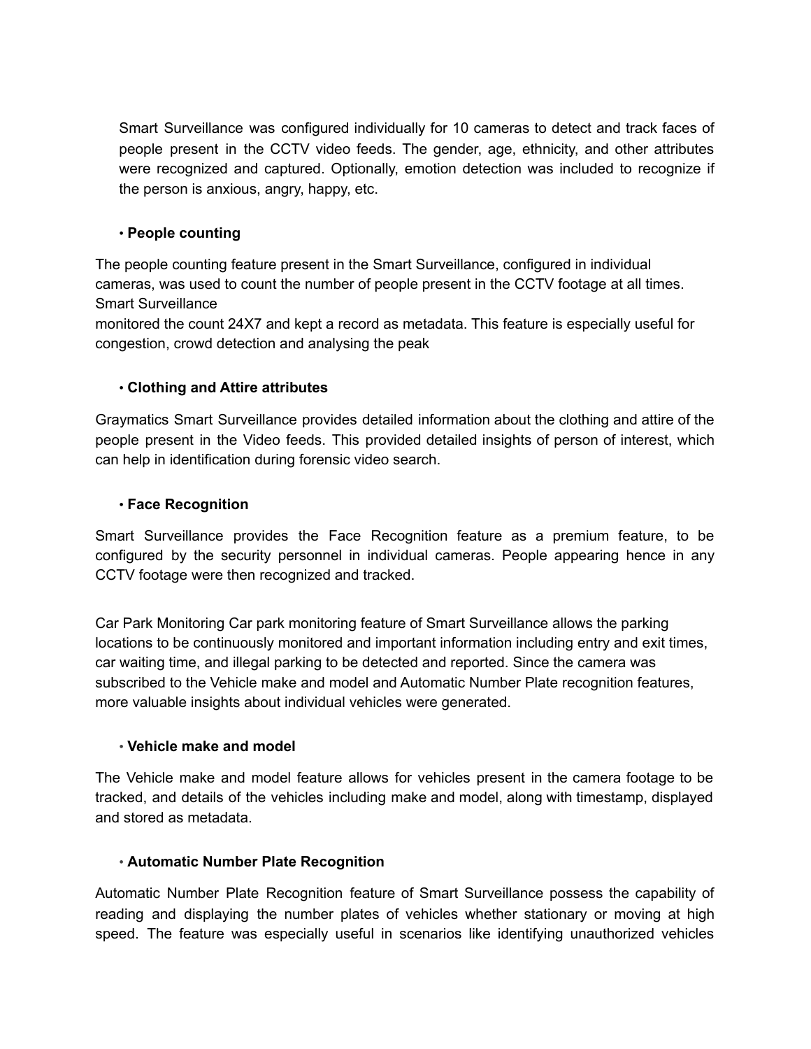Smart Surveillance was configured individually for 10 cameras to detect and track faces of people present in the CCTV video feeds. The gender, age, ethnicity, and other attributes were recognized and captured. Optionally, emotion detection was included to recognize if the person is anxious, angry, happy, etc.

• **People counting**

The people counting feature present in the Smart Surveillance, configured in individual cameras, was used to count the number of people present in the CCTV footage at all times. Smart Surveillance
monitored the count 24X7 and kept a record as metadata. This feature is especially useful for congestion, crowd detection and analysing the peak

• **Clothing and Attire attributes**

Graymatics Smart Surveillance provides detailed information about the clothing and attire of the people present in the Video feeds. This provided detailed insights of person of interest, which can help in identification during forensic video search.

• **Face Recognition**

Smart Surveillance provides the Face Recognition feature as a premium feature, to be configured by the security personnel in individual cameras. People appearing hence in any CCTV footage were then recognized and tracked.

Car Park Monitoring Car park monitoring feature of Smart Surveillance allows the parking locations to be continuously monitored and important information including entry and exit times, car waiting time, and illegal parking to be detected and reported. Since the camera was subscribed to the Vehicle make and model and Automatic Number Plate recognition features, more valuable insights about individual vehicles were generated.

• **Vehicle make and model**

The Vehicle make and model feature allows for vehicles present in the camera footage to be tracked, and details of the vehicles including make and model, along with timestamp, displayed and stored as metadata.

• **Automatic Number Plate Recognition**

Automatic Number Plate Recognition feature of Smart Surveillance possess the capability of reading and displaying the number plates of vehicles whether stationary or moving at high speed. The feature was especially useful in scenarios like identifying unauthorized vehicles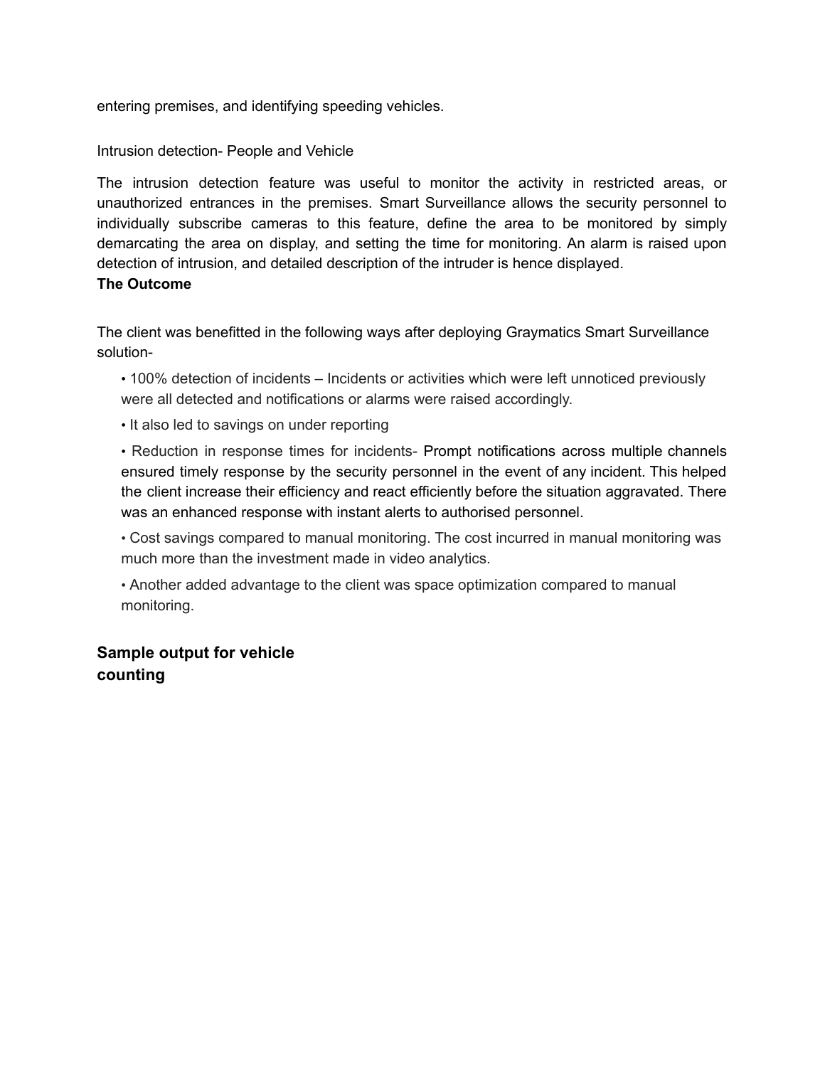entering premises, and identifying speeding vehicles.

Intrusion detection- People and Vehicle

The intrusion detection feature was useful to monitor the activity in restricted areas, or unauthorized entrances in the premises. Smart Surveillance allows the security personnel to individually subscribe cameras to this feature, define the area to be monitored by simply demarcating the area on display, and setting the time for monitoring. An alarm is raised upon detection of intrusion, and detailed description of the intruder is hence displayed.

**The Outcome**

The client was benefitted in the following ways after deploying Graymatics Smart Surveillance solution-

- 100% detection of incidents – Incidents or activities which were left unnoticed previously were all detected and notifications or alarms were raised accordingly.
- It also led to savings on under reporting
- Reduction in response times for incidents- Prompt notifications across multiple channels ensured timely response by the security personnel in the event of any incident. This helped the client increase their efficiency and react efficiently before the situation aggravated. There was an enhanced response with instant alerts to authorised personnel.
- Cost savings compared to manual monitoring. The cost incurred in manual monitoring was much more than the investment made in video analytics.
- Another added advantage to the client was space optimization compared to manual monitoring.

## Sample output for vehicle counting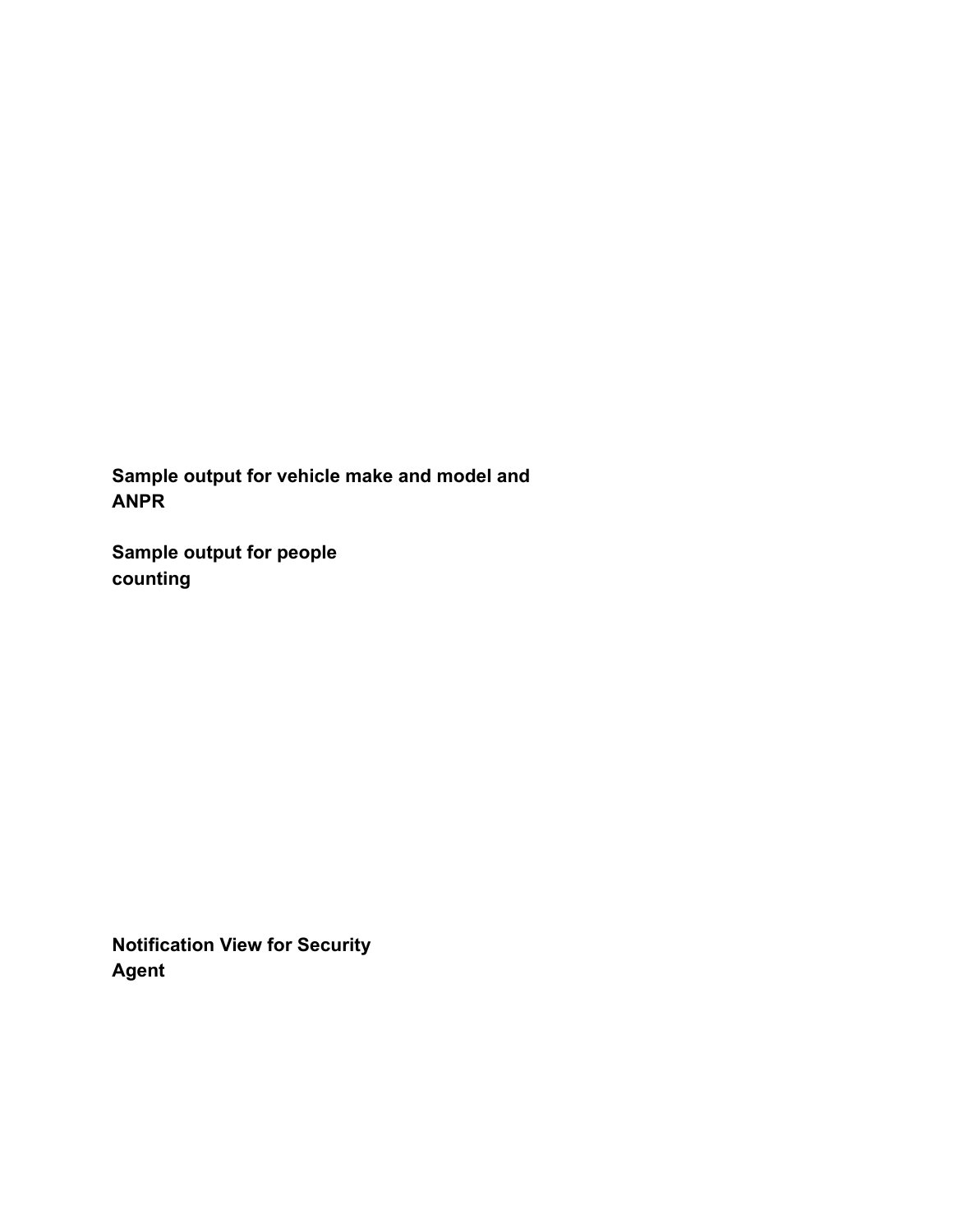**Sample output for vehicle make and model and ANPR**

**Sample output for people counting**

**Notification View for Security Agent**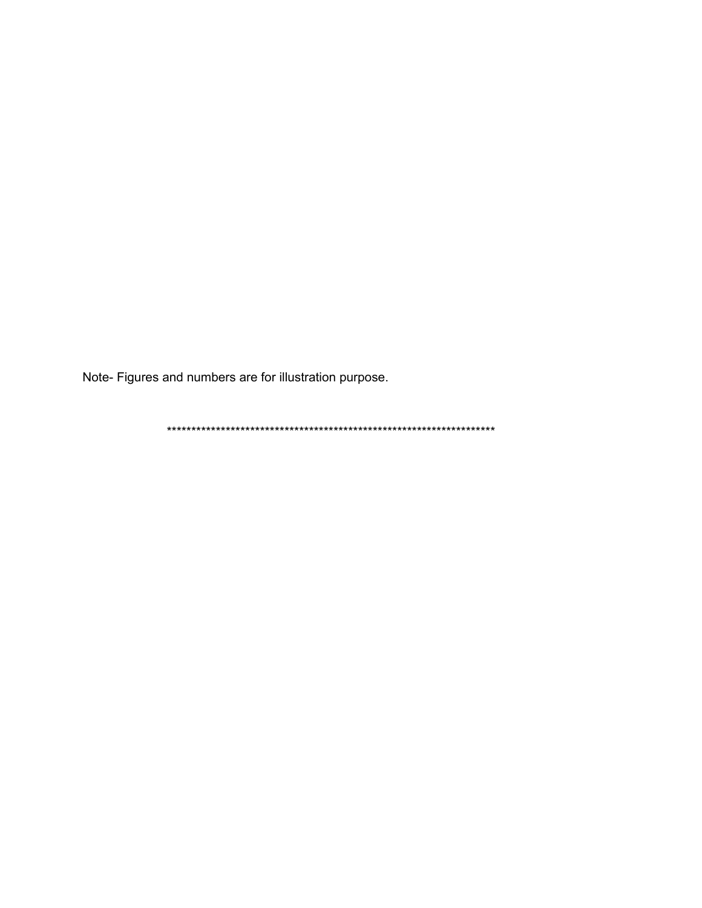Note- Figures and numbers are for illustration purpose.

*******************************************************************